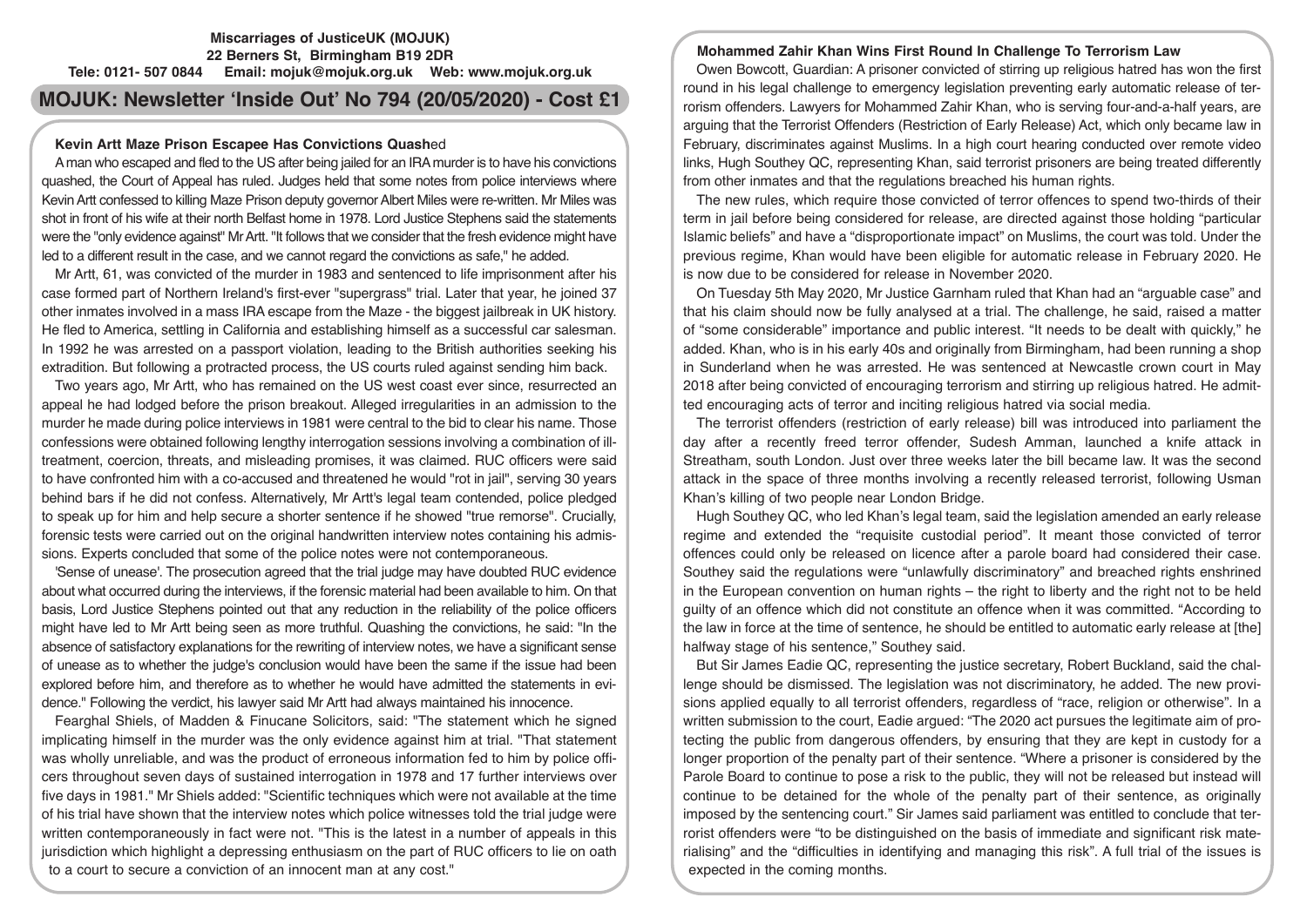**Miscarriages of JusticeUK (MOJUK)**
**22 Berners St, Birmingham B19 2DR**
**Tele: 0121- 507 0844 Email: mojuk@mojuk.org.uk Web: www.mojuk.org.uk**

# MOJUK: Newsletter 'Inside Out' No 794 (20/05/2020) - Cost £1

## Kevin Artt Maze Prison Escapee Has Convictions Quashed

A man who escaped and fled to the US after being jailed for an IRA murder is to have his convictions quashed, the Court of Appeal has ruled. Judges held that some notes from police interviews where Kevin Artt confessed to killing Maze Prison deputy governor Albert Miles were re-written. Mr Miles was shot in front of his wife at their north Belfast home in 1978. Lord Justice Stephens said the statements were the "only evidence against" Mr Artt. "It follows that we consider that the fresh evidence might have led to a different result in the case, and we cannot regard the convictions as safe," he added.

Mr Artt, 61, was convicted of the murder in 1983 and sentenced to life imprisonment after his case formed part of Northern Ireland's first-ever "supergrass" trial. Later that year, he joined 37 other inmates involved in a mass IRA escape from the Maze - the biggest jailbreak in UK history. He fled to America, settling in California and establishing himself as a successful car salesman. In 1992 he was arrested on a passport violation, leading to the British authorities seeking his extradition. But following a protracted process, the US courts ruled against sending him back.

Two years ago, Mr Artt, who has remained on the US west coast ever since, resurrected an appeal he had lodged before the prison breakout. Alleged irregularities in an admission to the murder he made during police interviews in 1981 were central to the bid to clear his name. Those confessions were obtained following lengthy interrogation sessions involving a combination of ill-treatment, coercion, threats, and misleading promises, it was claimed. RUC officers were said to have confronted him with a co-accused and threatened he would "rot in jail", serving 30 years behind bars if he did not confess. Alternatively, Mr Artt's legal team contended, police pledged to speak up for him and help secure a shorter sentence if he showed "true remorse". Crucially, forensic tests were carried out on the original handwritten interview notes containing his admissions. Experts concluded that some of the police notes were not contemporaneous.

'Sense of unease'. The prosecution agreed that the trial judge may have doubted RUC evidence about what occurred during the interviews, if the forensic material had been available to him. On that basis, Lord Justice Stephens pointed out that any reduction in the reliability of the police officers might have led to Mr Artt being seen as more truthful. Quashing the convictions, he said: "In the absence of satisfactory explanations for the rewriting of interview notes, we have a significant sense of unease as to whether the judge's conclusion would have been the same if the issue had been explored before him, and therefore as to whether he would have admitted the statements in evidence." Following the verdict, his lawyer said Mr Artt had always maintained his innocence.

Fearghal Shiels, of Madden & Finucane Solicitors, said: "The statement which he signed implicating himself in the murder was the only evidence against him at trial. "That statement was wholly unreliable, and was the product of erroneous information fed to him by police officers throughout seven days of sustained interrogation in 1978 and 17 further interviews over five days in 1981." Mr Shiels added: "Scientific techniques which were not available at the time of his trial have shown that the interview notes which police witnesses told the trial judge were written contemporaneously in fact were not. "This is the latest in a number of appeals in this jurisdiction which highlight a depressing enthusiasm on the part of RUC officers to lie on oath to a court to secure a conviction of an innocent man at any cost."

## Mohammed Zahir Khan Wins First Round In Challenge To Terrorism Law

Owen Bowcott, Guardian: A prisoner convicted of stirring up religious hatred has won the first round in his legal challenge to emergency legislation preventing early automatic release of terrorism offenders. Lawyers for Mohammed Zahir Khan, who is serving four-and-a-half years, are arguing that the Terrorist Offenders (Restriction of Early Release) Act, which only became law in February, discriminates against Muslims. In a high court hearing conducted over remote video links, Hugh Southey QC, representing Khan, said terrorist prisoners are being treated differently from other inmates and that the regulations breached his human rights.

The new rules, which require those convicted of terror offences to spend two-thirds of their term in jail before being considered for release, are directed against those holding "particular Islamic beliefs" and have a "disproportionate impact" on Muslims, the court was told. Under the previous regime, Khan would have been eligible for automatic release in February 2020. He is now due to be considered for release in November 2020.

On Tuesday 5th May 2020, Mr Justice Garnham ruled that Khan had an "arguable case" and that his claim should now be fully analysed at a trial. The challenge, he said, raised a matter of "some considerable" importance and public interest. "It needs to be dealt with quickly," he added. Khan, who is in his early 40s and originally from Birmingham, had been running a shop in Sunderland when he was arrested. He was sentenced at Newcastle crown court in May 2018 after being convicted of encouraging terrorism and stirring up religious hatred. He admitted encouraging acts of terror and inciting religious hatred via social media.

The terrorist offenders (restriction of early release) bill was introduced into parliament the day after a recently freed terror offender, Sudesh Amman, launched a knife attack in Streatham, south London. Just over three weeks later the bill became law. It was the second attack in the space of three months involving a recently released terrorist, following Usman Khan's killing of two people near London Bridge.

Hugh Southey QC, who led Khan's legal team, said the legislation amended an early release regime and extended the "requisite custodial period". It meant those convicted of terror offences could only be released on licence after a parole board had considered their case. Southey said the regulations were "unlawfully discriminatory" and breached rights enshrined in the European convention on human rights – the right to liberty and the right not to be held guilty of an offence which did not constitute an offence when it was committed. "According to the law in force at the time of sentence, he should be entitled to automatic early release at [the] halfway stage of his sentence," Southey said.

But Sir James Eadie QC, representing the justice secretary, Robert Buckland, said the challenge should be dismissed. The legislation was not discriminatory, he added. The new provisions applied equally to all terrorist offenders, regardless of "race, religion or otherwise". In a written submission to the court, Eadie argued: "The 2020 act pursues the legitimate aim of protecting the public from dangerous offenders, by ensuring that they are kept in custody for a longer proportion of the penalty part of their sentence. "Where a prisoner is considered by the Parole Board to continue to pose a risk to the public, they will not be released but instead will continue to be detained for the whole of the penalty part of their sentence, as originally imposed by the sentencing court." Sir James said parliament was entitled to conclude that terrorist offenders were "to be distinguished on the basis of immediate and significant risk materialising" and the "difficulties in identifying and managing this risk". A full trial of the issues is expected in the coming months.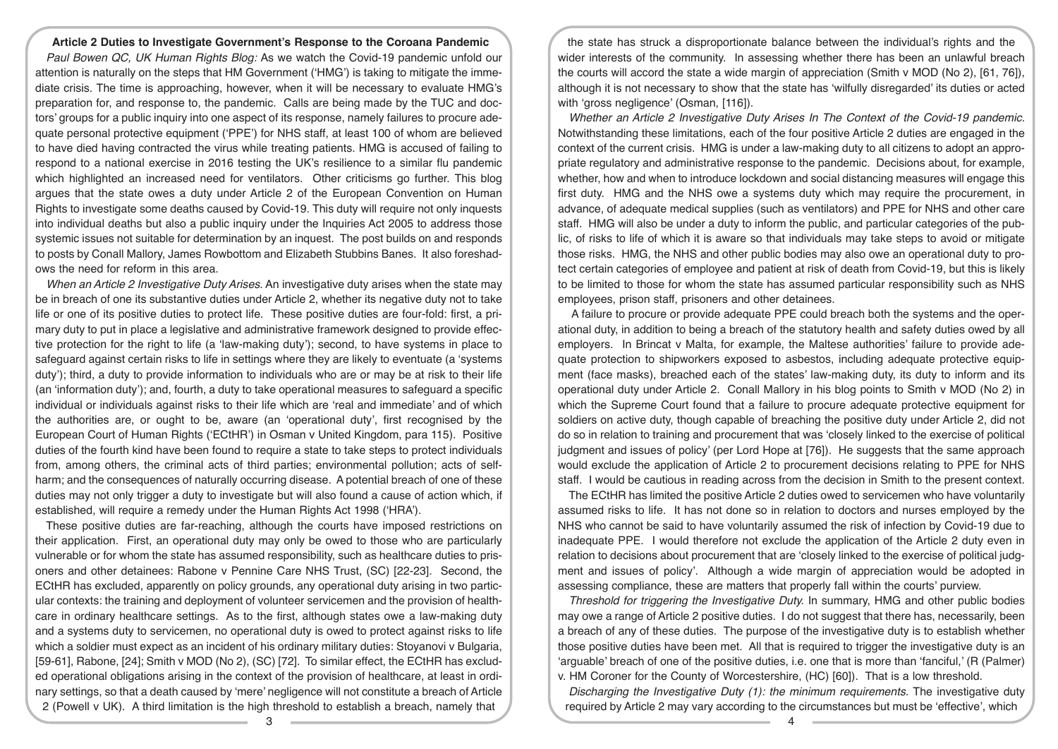## Article 2 Duties to Investigate Government's Response to the Coroana Pandemic

*Paul Bowen QC, UK Human Rights Blog:* As we watch the Covid-19 pandemic unfold our attention is naturally on the steps that HM Government ('HMG') is taking to mitigate the immediate crisis. The time is approaching, however, when it will be necessary to evaluate HMG's preparation for, and response to, the pandemic. Calls are being made by the TUC and doctors' groups for a public inquiry into one aspect of its response, namely failures to procure adequate personal protective equipment ('PPE') for NHS staff, at least 100 of whom are believed to have died having contracted the virus while treating patients. HMG is accused of failing to respond to a national exercise in 2016 testing the UK's resilience to a similar flu pandemic which highlighted an increased need for ventilators. Other criticisms go further. This blog argues that the state owes a duty under Article 2 of the European Convention on Human Rights to investigate some deaths caused by Covid-19. This duty will require not only inquests into individual deaths but also a public inquiry under the Inquiries Act 2005 to address those systemic issues not suitable for determination by an inquest. The post builds on and responds to posts by Conall Mallory, James Rowbottom and Elizabeth Stubbins Banes. It also foreshadows the need for reform in this area.

*When an Article 2 Investigative Duty Arises.* An investigative duty arises when the state may be in breach of one its substantive duties under Article 2, whether its negative duty not to take life or one of its positive duties to protect life. These positive duties are four-fold: first, a primary duty to put in place a legislative and administrative framework designed to provide effective protection for the right to life (a 'law-making duty'); second, to have systems in place to safeguard against certain risks to life in settings where they are likely to eventuate (a 'systems duty'); third, a duty to provide information to individuals who are or may be at risk to their life (an 'information duty'); and, fourth, a duty to take operational measures to safeguard a specific individual or individuals against risks to their life which are 'real and immediate' and of which the authorities are, or ought to be, aware (an 'operational duty', first recognised by the European Court of Human Rights ('ECtHR') in Osman v United Kingdom, para 115). Positive duties of the fourth kind have been found to require a state to take steps to protect individuals from, among others, the criminal acts of third parties; environmental pollution; acts of self-harm; and the consequences of naturally occurring disease. A potential breach of one of these duties may not only trigger a duty to investigate but will also found a cause of action which, if established, will require a remedy under the Human Rights Act 1998 ('HRA').

These positive duties are far-reaching, although the courts have imposed restrictions on their application. First, an operational duty may only be owed to those who are particularly vulnerable or for whom the state has assumed responsibility, such as healthcare duties to prisoners and other detainees: Rabone v Pennine Care NHS Trust, (SC) [22-23]. Second, the ECtHR has excluded, apparently on policy grounds, any operational duty arising in two particular contexts: the training and deployment of volunteer servicemen and the provision of healthcare in ordinary healthcare settings. As to the first, although states owe a law-making duty and a systems duty to servicemen, no operational duty is owed to protect against risks to life which a soldier must expect as an incident of his ordinary military duties: Stoyanovi v Bulgaria, [59-61], Rabone, [24]; Smith v MOD (No 2), (SC) [72]. To similar effect, the ECtHR has excluded operational obligations arising in the context of the provision of healthcare, at least in ordinary settings, so that a death caused by 'mere' negligence will not constitute a breach of Article 2 (Powell v UK). A third limitation is the high threshold to establish a breach, namely that the state has struck a disproportionate balance between the individual's rights and the wider interests of the community. In assessing whether there has been an unlawful breach the courts will accord the state a wide margin of appreciation (Smith v MOD (No 2), [61, 76]), although it is not necessary to show that the state has 'wilfully disregarded' its duties or acted with 'gross negligence' (Osman, [116]).

*Whether an Article 2 Investigative Duty Arises In The Context of the Covid-19 pandemic.* Notwithstanding these limitations, each of the four positive Article 2 duties are engaged in the context of the current crisis. HMG is under a law-making duty to all citizens to adopt an appropriate regulatory and administrative response to the pandemic. Decisions about, for example, whether, how and when to introduce lockdown and social distancing measures will engage this first duty. HMG and the NHS owe a systems duty which may require the procurement, in advance, of adequate medical supplies (such as ventilators) and PPE for NHS and other care staff. HMG will also be under a duty to inform the public, and particular categories of the public, of risks to life of which it is aware so that individuals may take steps to avoid or mitigate those risks. HMG, the NHS and other public bodies may also owe an operational duty to protect certain categories of employee and patient at risk of death from Covid-19, but this is likely to be limited to those for whom the state has assumed particular responsibility such as NHS employees, prison staff, prisoners and other detainees.

A failure to procure or provide adequate PPE could breach both the systems and the operational duty, in addition to being a breach of the statutory health and safety duties owed by all employers. In Brincat v Malta, for example, the Maltese authorities' failure to provide adequate protection to shipworkers exposed to asbestos, including adequate protective equipment (face masks), breached each of the states' law-making duty, its duty to inform and its operational duty under Article 2. Conall Mallory in his blog points to Smith v MOD (No 2) in which the Supreme Court found that a failure to procure adequate protective equipment for soldiers on active duty, though capable of breaching the positive duty under Article 2, did not do so in relation to training and procurement that was 'closely linked to the exercise of political judgment and issues of policy' (per Lord Hope at [76]). He suggests that the same approach would exclude the application of Article 2 to procurement decisions relating to PPE for NHS staff. I would be cautious in reading across from the decision in Smith to the present context.

The ECtHR has limited the positive Article 2 duties owed to servicemen who have voluntarily assumed risks to life. It has not done so in relation to doctors and nurses employed by the NHS who cannot be said to have voluntarily assumed the risk of infection by Covid-19 due to inadequate PPE. I would therefore not exclude the application of the Article 2 duty even in relation to decisions about procurement that are 'closely linked to the exercise of political judgment and issues of policy'. Although a wide margin of appreciation would be adopted in assessing compliance, these are matters that properly fall within the courts' purview.

*Threshold for triggering the Investigative Duty.* In summary, HMG and other public bodies may owe a range of Article 2 positive duties. I do not suggest that there has, necessarily, been a breach of any of these duties. The purpose of the investigative duty is to establish whether those positive duties have been met. All that is required to trigger the investigative duty is an 'arguable' breach of one of the positive duties, i.e. one that is more than 'fanciful,' (R (Palmer) v. HM Coroner for the County of Worcestershire, (HC) [60]). That is a low threshold.

*Discharging the Investigative Duty (1): the minimum requirements.* The investigative duty required by Article 2 may vary according to the circumstances but must be 'effective', which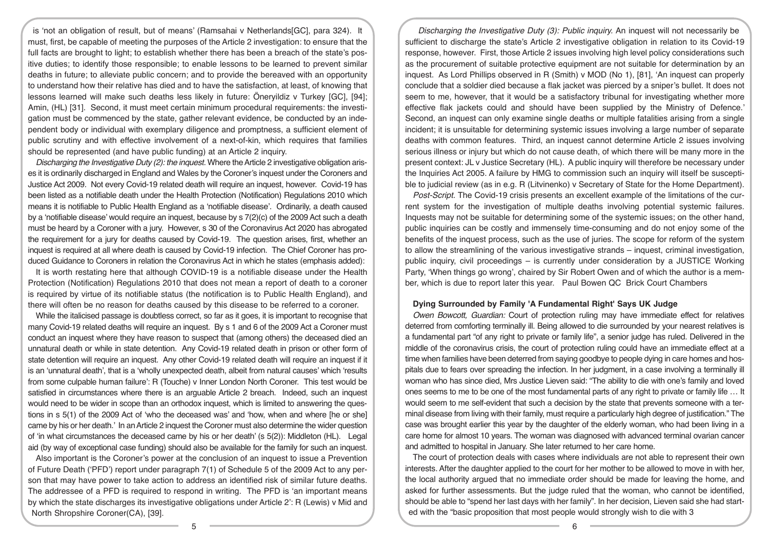is 'not an obligation of result, but of means' (Ramsahai v Netherlands[GC], para 324). It must, first, be capable of meeting the purposes of the Article 2 investigation: to ensure that the full facts are brought to light; to establish whether there has been a breach of the state's positive duties; to identify those responsible; to enable lessons to be learned to prevent similar deaths in future; to alleviate public concern; and to provide the bereaved with an opportunity to understand how their relative has died and to have the satisfaction, at least, of knowing that lessons learned will make such deaths less likely in future: Öneryildiz v Turkey [GC], [94]; Amin, (HL) [31]. Second, it must meet certain minimum procedural requirements: the investigation must be commenced by the state, gather relevant evidence, be conducted by an independent body or individual with exemplary diligence and promptness, a sufficient element of public scrutiny and with effective involvement of a next-of-kin, which requires that families should be represented (and have public funding) at an Article 2 inquiry.

*Discharging the Investigative Duty (2): the inquest.* Where the Article 2 investigative obligation arises it is ordinarily discharged in England and Wales by the Coroner's inquest under the Coroners and Justice Act 2009. Not every Covid-19 related death will require an inquest, however. Covid-19 has been listed as a notifiable death under the Health Protection (Notification) Regulations 2010 which means it is notifiable to Public Health England as a 'notifiable disease'. Ordinarily, a death caused by a 'notifiable disease' would require an inquest, because by s 7(2)(c) of the 2009 Act such a death must be heard by a Coroner with a jury. However, s 30 of the Coronavirus Act 2020 has abrogated the requirement for a jury for deaths caused by Covid-19. The question arises, first, whether an inquest is required at all where death is caused by Covid-19 infection. The Chief Coroner has produced Guidance to Coroners in relation the Coronavirus Act in which he states (emphasis added):

It is worth restating here that although COVID-19 is a notifiable disease under the Health Protection (Notification) Regulations 2010 that does not mean a report of death to a coroner is required by virtue of its notifiable status (the notification is to Public Health England), and there will often be no reason for deaths caused by this disease to be referred to a coroner.

While the italicised passage is doubtless correct, so far as it goes, it is important to recognise that many Covid-19 related deaths will require an inquest. By s 1 and 6 of the 2009 Act a Coroner must conduct an inquest where they have reason to suspect that (among others) the deceased died an unnatural death or while in state detention. Any Covid-19 related death in prison or other form of state detention will require an inquest. Any other Covid-19 related death will require an inquest if it is an 'unnatural death', that is a 'wholly unexpected death, albeit from natural causes' which 'results from some culpable human failure': R (Touche) v Inner London North Coroner. This test would be satisfied in circumstances where there is an arguable Article 2 breach. Indeed, such an inquest would need to be wider in scope than an orthodox inquest, which is limited to answering the questions in s 5(1) of the 2009 Act of 'who the deceased was' and 'how, when and where [he or she] came by his or her death.' In an Article 2 inquest the Coroner must also determine the wider question of 'in what circumstances the deceased came by his or her death' (s 5(2)): Middleton (HL). Legal aid (by way of exceptional case funding) should also be available for the family for such an inquest.

Also important is the Coroner's power at the conclusion of an inquest to issue a Prevention of Future Death ('PFD') report under paragraph 7(1) of Schedule 5 of the 2009 Act to any person that may have power to take action to address an identified risk of similar future deaths. The addressee of a PFD is required to respond in writing. The PFD is 'an important means by which the state discharges its investigative obligations under Article 2': R (Lewis) v Mid and North Shropshire Coroner(CA), [39].

*Discharging the Investigative Duty (3): Public inquiry.* An inquest will not necessarily be sufficient to discharge the state's Article 2 investigative obligation in relation to its Covid-19 response, however. First, those Article 2 issues involving high level policy considerations such as the procurement of suitable protective equipment are not suitable for determination by an inquest. As Lord Phillips observed in R (Smith) v MOD (No 1), [81], 'An inquest can properly conclude that a soldier died because a flak jacket was pierced by a sniper's bullet. It does not seem to me, however, that it would be a satisfactory tribunal for investigating whether more effective flak jackets could and should have been supplied by the Ministry of Defence.' Second, an inquest can only examine single deaths or multiple fatalities arising from a single incident; it is unsuitable for determining systemic issues involving a large number of separate deaths with common features. Third, an inquest cannot determine Article 2 issues involving serious illness or injury but which do not cause death, of which there will be many more in the present context: JL v Justice Secretary (HL). A public inquiry will therefore be necessary under the Inquiries Act 2005. A failure by HMG to commission such an inquiry will itself be susceptible to judicial review (as in e.g. R (Litvinenko) v Secretary of State for the Home Department).

*Post-Script.* The Covid-19 crisis presents an excellent example of the limitations of the current system for the investigation of multiple deaths involving potential systemic failures. Inquests may not be suitable for determining some of the systemic issues; on the other hand, public inquiries can be costly and immensely time-consuming and do not enjoy some of the benefits of the inquest process, such as the use of juries. The scope for reform of the system to allow the streamlining of the various investigative strands – inquest, criminal investigation, public inquiry, civil proceedings – is currently under consideration by a JUSTICE Working Party, 'When things go wrong', chaired by Sir Robert Owen and of which the author is a member, which is due to report later this year. Paul Bowen QC Brick Court Chambers

### Dying Surrounded by Family 'A Fundamental Right' Says UK Judge

*Owen Bowcott, Guardian:* Court of protection ruling may have immediate effect for relatives deterred from comforting terminally ill. Being allowed to die surrounded by your nearest relatives is a fundamental part "of any right to private or family life", a senior judge has ruled. Delivered in the middle of the coronavirus crisis, the court of protection ruling could have an immediate effect at a time when families have been deterred from saying goodbye to people dying in care homes and hospitals due to fears over spreading the infection. In her judgment, in a case involving a terminally ill woman who has since died, Mrs Justice Lieven said: "The ability to die with one's family and loved ones seems to me to be one of the most fundamental parts of any right to private or family life … It would seem to me self-evident that such a decision by the state that prevents someone with a terminal disease from living with their family, must require a particularly high degree of justification." The case was brought earlier this year by the daughter of the elderly woman, who had been living in a care home for almost 10 years. The woman was diagnosed with advanced terminal ovarian cancer and admitted to hospital in January. She later returned to her care home.

The court of protection deals with cases where individuals are not able to represent their own interests. After the daughter applied to the court for her mother to be allowed to move in with her, the local authority argued that no immediate order should be made for leaving the home, and asked for further assessments. But the judge ruled that the woman, who cannot be identified, should be able to "spend her last days with her family". In her decision, Lieven said she had started with the "basic proposition that most people would strongly wish to die with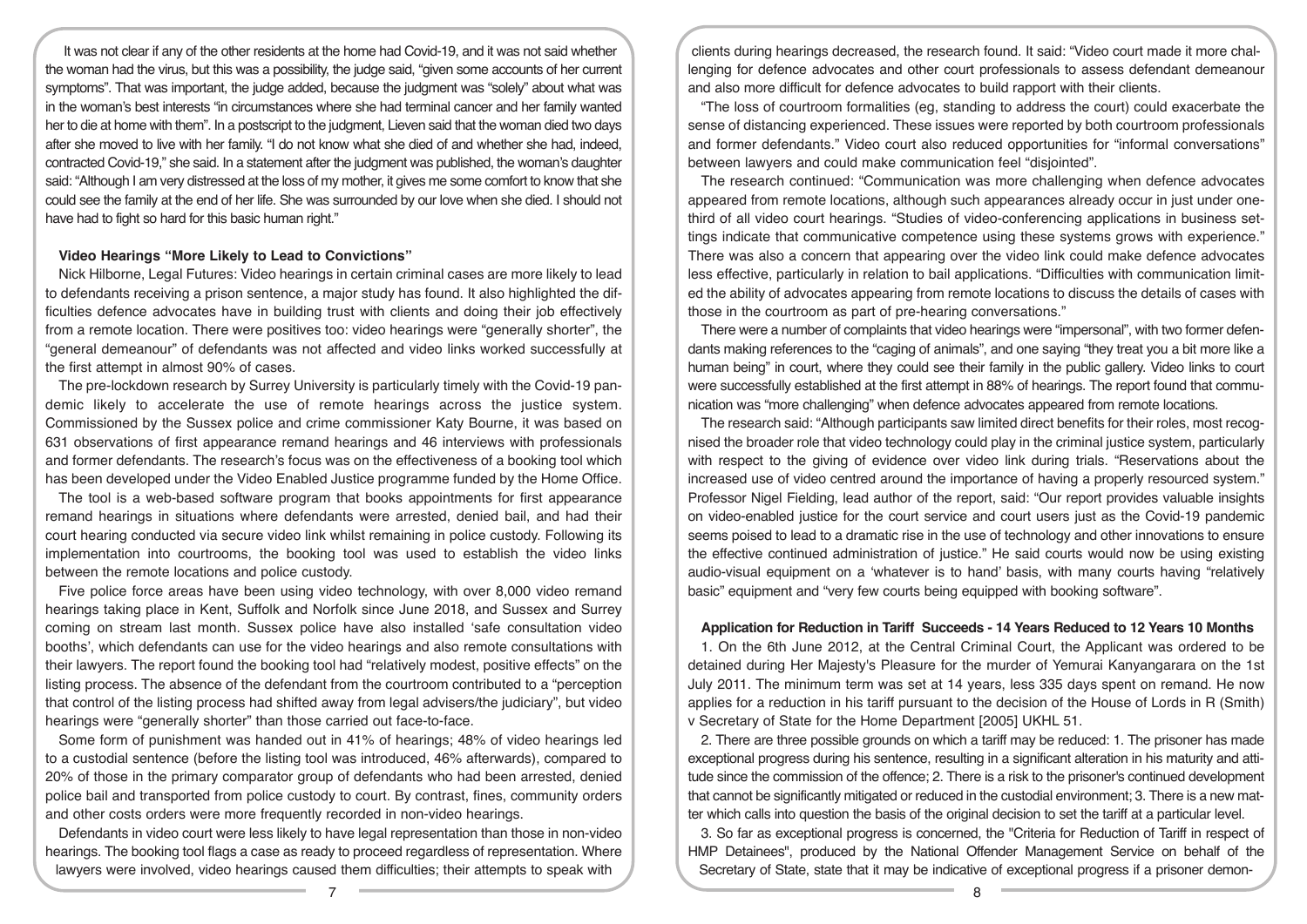It was not clear if any of the other residents at the home had Covid-19, and it was not said whether the woman had the virus, but this was a possibility, the judge said, "given some accounts of her current symptoms". That was important, the judge added, because the judgment was "solely" about what was in the woman's best interests "in circumstances where she had terminal cancer and her family wanted her to die at home with them". In a postscript to the judgment, Lieven said that the woman died two days after she moved to live with her family. "I do not know what she died of and whether she had, indeed, contracted Covid-19," she said. In a statement after the judgment was published, the woman's daughter said: "Although I am very distressed at the loss of my mother, it gives me some comfort to know that she could see the family at the end of her life. She was surrounded by our love when she died. I should not have had to fight so hard for this basic human right."

**Video Hearings "More Likely to Lead to Convictions"**

Nick Hilborne, Legal Futures: Video hearings in certain criminal cases are more likely to lead to defendants receiving a prison sentence, a major study has found. It also highlighted the difficulties defence advocates have in building trust with clients and doing their job effectively from a remote location. There were positives too: video hearings were "generally shorter", the "general demeanour" of defendants was not affected and video links worked successfully at the first attempt in almost 90% of cases.

The pre-lockdown research by Surrey University is particularly timely with the Covid-19 pandemic likely to accelerate the use of remote hearings across the justice system. Commissioned by the Sussex police and crime commissioner Katy Bourne, it was based on 631 observations of first appearance remand hearings and 46 interviews with professionals and former defendants. The research's focus was on the effectiveness of a booking tool which has been developed under the Video Enabled Justice programme funded by the Home Office.

The tool is a web-based software program that books appointments for first appearance remand hearings in situations where defendants were arrested, denied bail, and had their court hearing conducted via secure video link whilst remaining in police custody. Following its implementation into courtrooms, the booking tool was used to establish the video links between the remote locations and police custody.

Five police force areas have been using video technology, with over 8,000 video remand hearings taking place in Kent, Suffolk and Norfolk since June 2018, and Sussex and Surrey coming on stream last month. Sussex police have also installed 'safe consultation video booths', which defendants can use for the video hearings and also remote consultations with their lawyers. The report found the booking tool had "relatively modest, positive effects" on the listing process. The absence of the defendant from the courtroom contributed to a "perception that control of the listing process had shifted away from legal advisers/the judiciary", but video hearings were "generally shorter" than those carried out face-to-face.

Some form of punishment was handed out in 41% of hearings; 48% of video hearings led to a custodial sentence (before the listing tool was introduced, 46% afterwards), compared to 20% of those in the primary comparator group of defendants who had been arrested, denied police bail and transported from police custody to court. By contrast, fines, community orders and other costs orders were more frequently recorded in non-video hearings.

Defendants in video court were less likely to have legal representation than those in non-video hearings. The booking tool flags a case as ready to proceed regardless of representation. Where lawyers were involved, video hearings caused them difficulties; their attempts to speak with clients during hearings decreased, the research found. It said: "Video court made it more challenging for defence advocates and other court professionals to assess defendant demeanour and also more difficult for defence advocates to build rapport with their clients.

"The loss of courtroom formalities (eg, standing to address the court) could exacerbate the sense of distancing experienced. These issues were reported by both courtroom professionals and former defendants." Video court also reduced opportunities for "informal conversations" between lawyers and could make communication feel "disjointed".

The research continued: "Communication was more challenging when defence advocates appeared from remote locations, although such appearances already occur in just under one-third of all video court hearings. "Studies of video-conferencing applications in business settings indicate that communicative competence using these systems grows with experience." There was also a concern that appearing over the video link could make defence advocates less effective, particularly in relation to bail applications. "Difficulties with communication limited the ability of advocates appearing from remote locations to discuss the details of cases with those in the courtroom as part of pre-hearing conversations."

There were a number of complaints that video hearings were "impersonal", with two former defendants making references to the "caging of animals", and one saying "they treat you a bit more like a human being" in court, where they could see their family in the public gallery. Video links to court were successfully established at the first attempt in 88% of hearings. The report found that communication was "more challenging" when defence advocates appeared from remote locations.

The research said: "Although participants saw limited direct benefits for their roles, most recognised the broader role that video technology could play in the criminal justice system, particularly with respect to the giving of evidence over video link during trials. "Reservations about the increased use of video centred around the importance of having a properly resourced system." Professor Nigel Fielding, lead author of the report, said: "Our report provides valuable insights on video-enabled justice for the court service and court users just as the Covid-19 pandemic seems poised to lead to a dramatic rise in the use of technology and other innovations to ensure the effective continued administration of justice." He said courts would now be using existing audio-visual equipment on a 'whatever is to hand' basis, with many courts having "relatively basic" equipment and "very few courts being equipped with booking software".

**Application for Reduction in Tariff Succeeds - 14 Years Reduced to 12 Years 10 Months**

1. On the 6th June 2012, at the Central Criminal Court, the Applicant was ordered to be detained during Her Majesty's Pleasure for the murder of Yemurai Kanyangarara on the 1st July 2011. The minimum term was set at 14 years, less 335 days spent on remand. He now applies for a reduction in his tariff pursuant to the decision of the House of Lords in R (Smith) v Secretary of State for the Home Department [2005] UKHL 51.

2. There are three possible grounds on which a tariff may be reduced: 1. The prisoner has made exceptional progress during his sentence, resulting in a significant alteration in his maturity and attitude since the commission of the offence; 2. There is a risk to the prisoner's continued development that cannot be significantly mitigated or reduced in the custodial environment; 3. There is a new matter which calls into question the basis of the original decision to set the tariff at a particular level.

3. So far as exceptional progress is concerned, the "Criteria for Reduction of Tariff in respect of HMP Detainees", produced by the National Offender Management Service on behalf of the Secretary of State, state that it may be indicative of exceptional progress if a prisoner demon-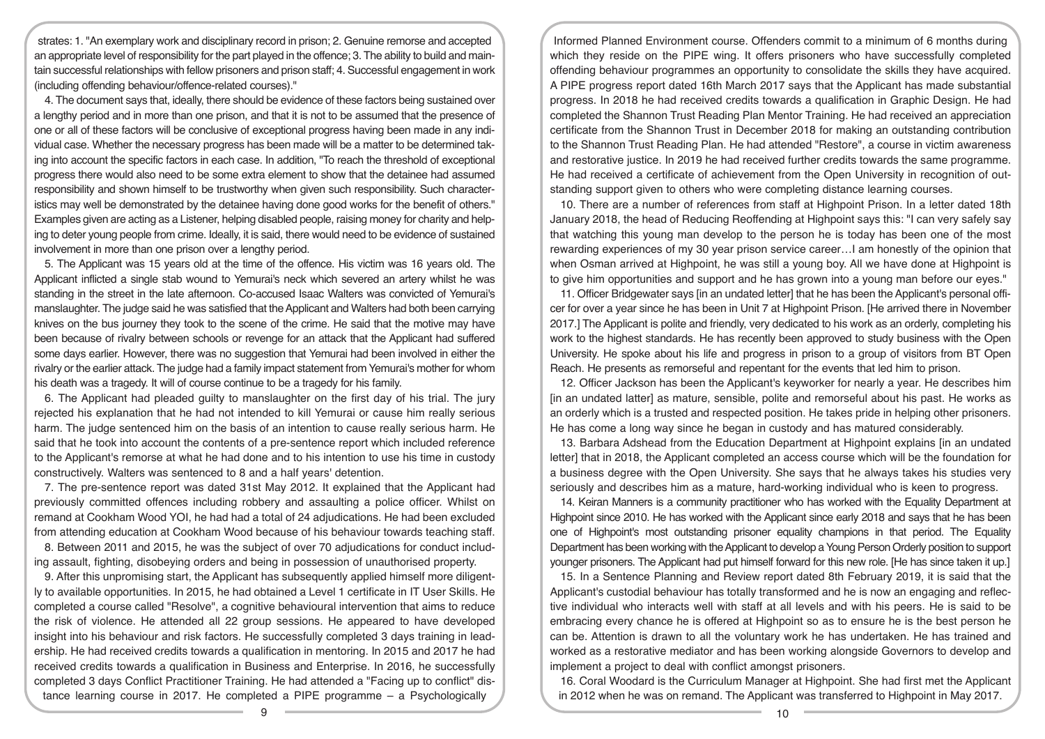strates: 1. "An exemplary work and disciplinary record in prison; 2. Genuine remorse and accepted an appropriate level of responsibility for the part played in the offence; 3. The ability to build and maintain successful relationships with fellow prisoners and prison staff; 4. Successful engagement in work (including offending behaviour/offence-related courses)."

4. The document says that, ideally, there should be evidence of these factors being sustained over a lengthy period and in more than one prison, and that it is not to be assumed that the presence of one or all of these factors will be conclusive of exceptional progress having been made in any individual case. Whether the necessary progress has been made will be a matter to be determined taking into account the specific factors in each case. In addition, "To reach the threshold of exceptional progress there would also need to be some extra element to show that the detainee had assumed responsibility and shown himself to be trustworthy when given such responsibility. Such characteristics may well be demonstrated by the detainee having done good works for the benefit of others." Examples given are acting as a Listener, helping disabled people, raising money for charity and helping to deter young people from crime. Ideally, it is said, there would need to be evidence of sustained involvement in more than one prison over a lengthy period.

5. The Applicant was 15 years old at the time of the offence. His victim was 16 years old. The Applicant inflicted a single stab wound to Yemurai's neck which severed an artery whilst he was standing in the street in the late afternoon. Co-accused Isaac Walters was convicted of Yemurai's manslaughter. The judge said he was satisfied that the Applicant and Walters had both been carrying knives on the bus journey they took to the scene of the crime. He said that the motive may have been because of rivalry between schools or revenge for an attack that the Applicant had suffered some days earlier. However, there was no suggestion that Yemurai had been involved in either the rivalry or the earlier attack. The judge had a family impact statement from Yemurai's mother for whom his death was a tragedy. It will of course continue to be a tragedy for his family.

6. The Applicant had pleaded guilty to manslaughter on the first day of his trial. The jury rejected his explanation that he had not intended to kill Yemurai or cause him really serious harm. The judge sentenced him on the basis of an intention to cause really serious harm. He said that he took into account the contents of a pre-sentence report which included reference to the Applicant's remorse at what he had done and to his intention to use his time in custody constructively. Walters was sentenced to 8 and a half years' detention.

7. The pre-sentence report was dated 31st May 2012. It explained that the Applicant had previously committed offences including robbery and assaulting a police officer. Whilst on remand at Cookham Wood YOI, he had had a total of 24 adjudications. He had been excluded from attending education at Cookham Wood because of his behaviour towards teaching staff.

8. Between 2011 and 2015, he was the subject of over 70 adjudications for conduct including assault, fighting, disobeying orders and being in possession of unauthorised property.

9. After this unpromising start, the Applicant has subsequently applied himself more diligently to available opportunities. In 2015, he had obtained a Level 1 certificate in IT User Skills. He completed a course called "Resolve", a cognitive behavioural intervention that aims to reduce the risk of violence. He attended all 22 group sessions. He appeared to have developed insight into his behaviour and risk factors. He successfully completed 3 days training in leadership. He had received credits towards a qualification in mentoring. In 2015 and 2017 he had received credits towards a qualification in Business and Enterprise. In 2016, he successfully completed 3 days Conflict Practitioner Training. He had attended a "Facing up to conflict" distance learning course in 2017. He completed a PIPE programme – a Psychologically Informed Planned Environment course. Offenders commit to a minimum of 6 months during which they reside on the PIPE wing. It offers prisoners who have successfully completed offending behaviour programmes an opportunity to consolidate the skills they have acquired. A PIPE progress report dated 16th March 2017 says that the Applicant has made substantial progress. In 2018 he had received credits towards a qualification in Graphic Design. He had completed the Shannon Trust Reading Plan Mentor Training. He had received an appreciation certificate from the Shannon Trust in December 2018 for making an outstanding contribution to the Shannon Trust Reading Plan. He had attended "Restore", a course in victim awareness and restorative justice. In 2019 he had received further credits towards the same programme. He had received a certificate of achievement from the Open University in recognition of outstanding support given to others who were completing distance learning courses.

10. There are a number of references from staff at Highpoint Prison. In a letter dated 18th January 2018, the head of Reducing Reoffending at Highpoint says this: "I can very safely say that watching this young man develop to the person he is today has been one of the most rewarding experiences of my 30 year prison service career…I am honestly of the opinion that when Osman arrived at Highpoint, he was still a young boy. All we have done at Highpoint is to give him opportunities and support and he has grown into a young man before our eyes."

11. Officer Bridgewater says [in an undated letter] that he has been the Applicant's personal officer for over a year since he has been in Unit 7 at Highpoint Prison. [He arrived there in November 2017.] The Applicant is polite and friendly, very dedicated to his work as an orderly, completing his work to the highest standards. He has recently been approved to study business with the Open University. He spoke about his life and progress in prison to a group of visitors from BT Open Reach. He presents as remorseful and repentant for the events that led him to prison.

12. Officer Jackson has been the Applicant's keyworker for nearly a year. He describes him [in an undated latter] as mature, sensible, polite and remorseful about his past. He works as an orderly which is a trusted and respected position. He takes pride in helping other prisoners. He has come a long way since he began in custody and has matured considerably.

13. Barbara Adshead from the Education Department at Highpoint explains [in an undated letter] that in 2018, the Applicant completed an access course which will be the foundation for a business degree with the Open University. She says that he always takes his studies very seriously and describes him as a mature, hard-working individual who is keen to progress.

14. Keiran Manners is a community practitioner who has worked with the Equality Department at Highpoint since 2010. He has worked with the Applicant since early 2018 and says that he has been one of Highpoint's most outstanding prisoner equality champions in that period. The Equality Department has been working with the Applicant to develop a Young Person Orderly position to support younger prisoners. The Applicant had put himself forward for this new role. [He has since taken it up.]

15. In a Sentence Planning and Review report dated 8th February 2019, it is said that the Applicant's custodial behaviour has totally transformed and he is now an engaging and reflective individual who interacts well with staff at all levels and with his peers. He is said to be embracing every chance he is offered at Highpoint so as to ensure he is the best person he can be. Attention is drawn to all the voluntary work he has undertaken. He has trained and worked as a restorative mediator and has been working alongside Governors to develop and implement a project to deal with conflict amongst prisoners.

16. Coral Woodard is the Curriculum Manager at Highpoint. She had first met the Applicant in 2012 when he was on remand. The Applicant was transferred to Highpoint in May 2017.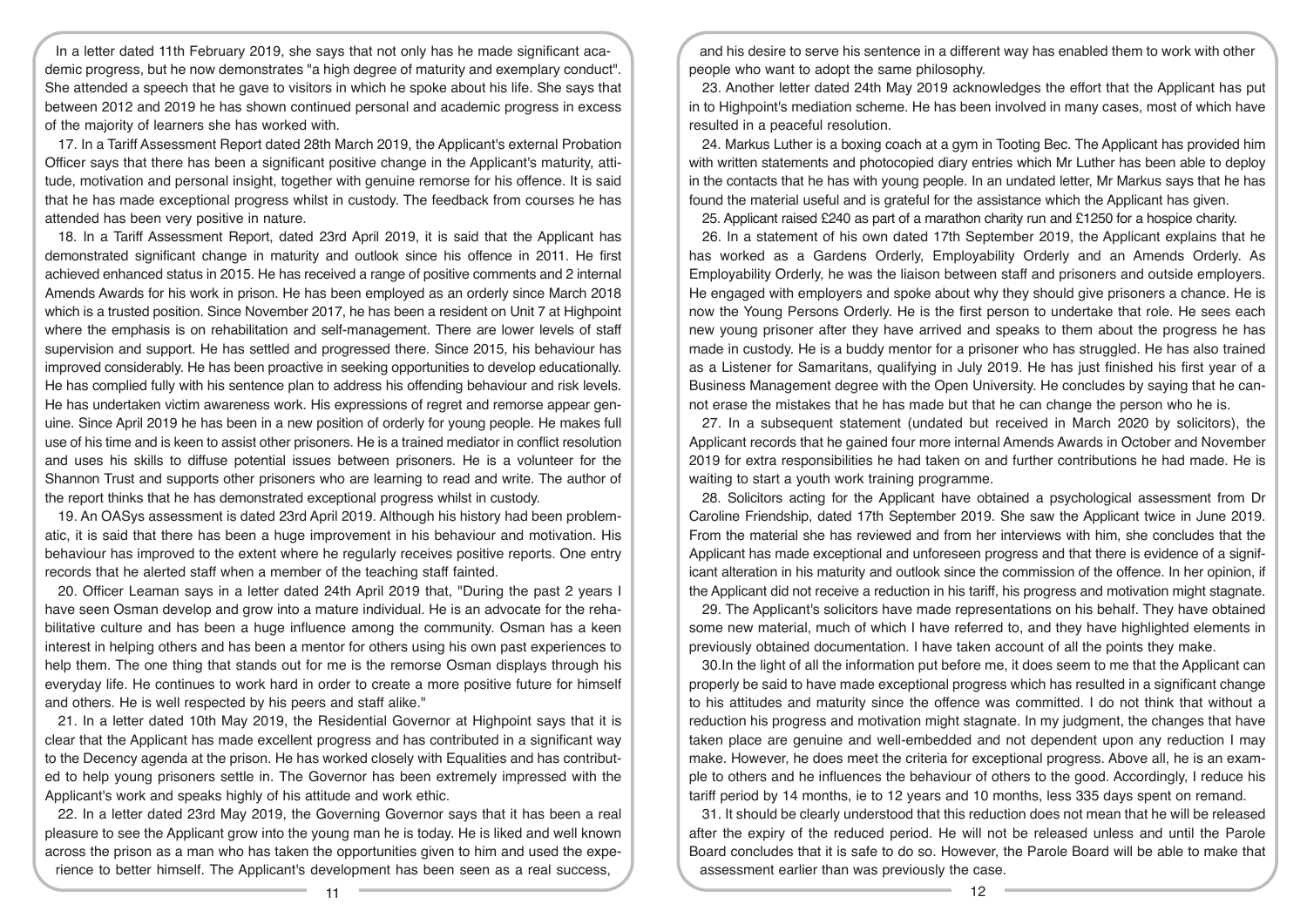In a letter dated 11th February 2019, she says that not only has he made significant academic progress, but he now demonstrates "a high degree of maturity and exemplary conduct". She attended a speech that he gave to visitors in which he spoke about his life. She says that between 2012 and 2019 he has shown continued personal and academic progress in excess of the majority of learners she has worked with.

17. In a Tariff Assessment Report dated 28th March 2019, the Applicant's external Probation Officer says that there has been a significant positive change in the Applicant's maturity, attitude, motivation and personal insight, together with genuine remorse for his offence. It is said that he has made exceptional progress whilst in custody. The feedback from courses he has attended has been very positive in nature.

18. In a Tariff Assessment Report, dated 23rd April 2019, it is said that the Applicant has demonstrated significant change in maturity and outlook since his offence in 2011. He first achieved enhanced status in 2015. He has received a range of positive comments and 2 internal Amends Awards for his work in prison. He has been employed as an orderly since March 2018 which is a trusted position. Since November 2017, he has been a resident on Unit 7 at Highpoint where the emphasis is on rehabilitation and self-management. There are lower levels of staff supervision and support. He has settled and progressed there. Since 2015, his behaviour has improved considerably. He has been proactive in seeking opportunities to develop educationally. He has complied fully with his sentence plan to address his offending behaviour and risk levels. He has undertaken victim awareness work. His expressions of regret and remorse appear genuine. Since April 2019 he has been in a new position of orderly for young people. He makes full use of his time and is keen to assist other prisoners. He is a trained mediator in conflict resolution and uses his skills to diffuse potential issues between prisoners. He is a volunteer for the Shannon Trust and supports other prisoners who are learning to read and write. The author of the report thinks that he has demonstrated exceptional progress whilst in custody.

19. An OASys assessment is dated 23rd April 2019. Although his history had been problematic, it is said that there has been a huge improvement in his behaviour and motivation. His behaviour has improved to the extent where he regularly receives positive reports. One entry records that he alerted staff when a member of the teaching staff fainted.

20. Officer Leaman says in a letter dated 24th April 2019 that, "During the past 2 years I have seen Osman develop and grow into a mature individual. He is an advocate for the rehabilitative culture and has been a huge influence among the community. Osman has a keen interest in helping others and has been a mentor for others using his own past experiences to help them. The one thing that stands out for me is the remorse Osman displays through his everyday life. He continues to work hard in order to create a more positive future for himself and others. He is well respected by his peers and staff alike."

21. In a letter dated 10th May 2019, the Residential Governor at Highpoint says that it is clear that the Applicant has made excellent progress and has contributed in a significant way to the Decency agenda at the prison. He has worked closely with Equalities and has contributed to help young prisoners settle in. The Governor has been extremely impressed with the Applicant's work and speaks highly of his attitude and work ethic.

22. In a letter dated 23rd May 2019, the Governing Governor says that it has been a real pleasure to see the Applicant grow into the young man he is today. He is liked and well known across the prison as a man who has taken the opportunities given to him and used the experience to better himself. The Applicant's development has been seen as a real success, and his desire to serve his sentence in a different way has enabled them to work with other people who want to adopt the same philosophy.

23. Another letter dated 24th May 2019 acknowledges the effort that the Applicant has put in to Highpoint's mediation scheme. He has been involved in many cases, most of which have resulted in a peaceful resolution.

24. Markus Luther is a boxing coach at a gym in Tooting Bec. The Applicant has provided him with written statements and photocopied diary entries which Mr Luther has been able to deploy in the contacts that he has with young people. In an undated letter, Mr Markus says that he has found the material useful and is grateful for the assistance which the Applicant has given.

25. Applicant raised £240 as part of a marathon charity run and £1250 for a hospice charity.

26. In a statement of his own dated 17th September 2019, the Applicant explains that he has worked as a Gardens Orderly, Employability Orderly and an Amends Orderly. As Employability Orderly, he was the liaison between staff and prisoners and outside employers. He engaged with employers and spoke about why they should give prisoners a chance. He is now the Young Persons Orderly. He is the first person to undertake that role. He sees each new young prisoner after they have arrived and speaks to them about the progress he has made in custody. He is a buddy mentor for a prisoner who has struggled. He has also trained as a Listener for Samaritans, qualifying in July 2019. He has just finished his first year of a Business Management degree with the Open University. He concludes by saying that he cannot erase the mistakes that he has made but that he can change the person who he is.

27. In a subsequent statement (undated but received in March 2020 by solicitors), the Applicant records that he gained four more internal Amends Awards in October and November 2019 for extra responsibilities he had taken on and further contributions he had made. He is waiting to start a youth work training programme.

28. Solicitors acting for the Applicant have obtained a psychological assessment from Dr Caroline Friendship, dated 17th September 2019. She saw the Applicant twice in June 2019. From the material she has reviewed and from her interviews with him, she concludes that the Applicant has made exceptional and unforeseen progress and that there is evidence of a significant alteration in his maturity and outlook since the commission of the offence. In her opinion, if the Applicant did not receive a reduction in his tariff, his progress and motivation might stagnate.

29. The Applicant's solicitors have made representations on his behalf. They have obtained some new material, much of which I have referred to, and they have highlighted elements in previously obtained documentation. I have taken account of all the points they make.

30. In the light of all the information put before me, it does seem to me that the Applicant can properly be said to have made exceptional progress which has resulted in a significant change to his attitudes and maturity since the offence was committed. I do not think that without a reduction his progress and motivation might stagnate. In my judgment, the changes that have taken place are genuine and well-embedded and not dependent upon any reduction I may make. However, he does meet the criteria for exceptional progress. Above all, he is an example to others and he influences the behaviour of others to the good. Accordingly, I reduce his tariff period by 14 months, ie to 12 years and 10 months, less 335 days spent on remand.

31. It should be clearly understood that this reduction does not mean that he will be released after the expiry of the reduced period. He will not be released unless and until the Parole Board concludes that it is safe to do so. However, the Parole Board will be able to make that assessment earlier than was previously the case.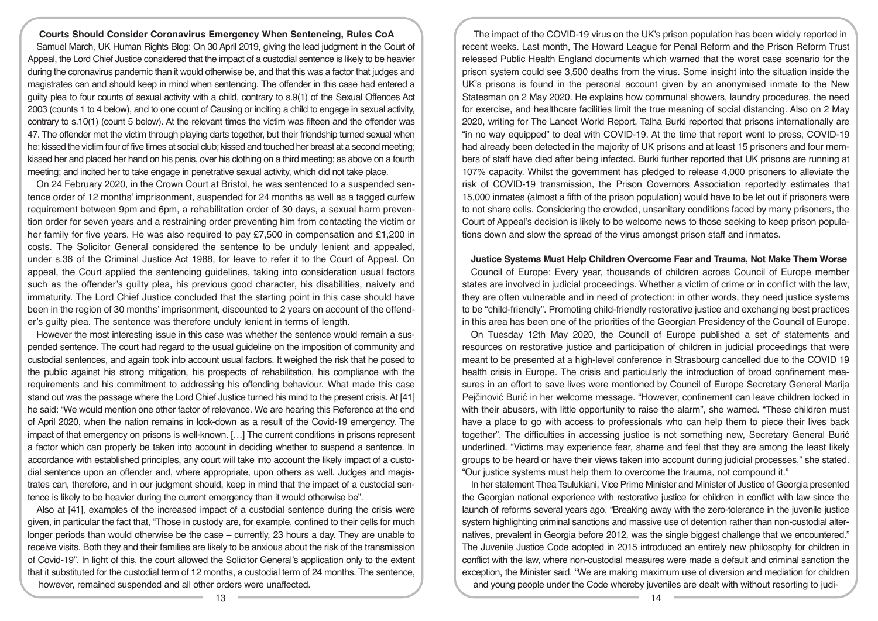## Courts Should Consider Coronavirus Emergency When Sentencing, Rules CoA

Samuel March, UK Human Rights Blog: On 30 April 2019, giving the lead judgment in the Court of Appeal, the Lord Chief Justice considered that the impact of a custodial sentence is likely to be heavier during the coronavirus pandemic than it would otherwise be, and that this was a factor that judges and magistrates can and should keep in mind when sentencing. The offender in this case had entered a guilty plea to four counts of sexual activity with a child, contrary to s.9(1) of the Sexual Offences Act 2003 (counts 1 to 4 below), and to one count of Causing or inciting a child to engage in sexual activity, contrary to s.10(1) (count 5 below). At the relevant times the victim was fifteen and the offender was 47. The offender met the victim through playing darts together, but their friendship turned sexual when he: kissed the victim four of five times at social club; kissed and touched her breast at a second meeting; kissed her and placed her hand on his penis, over his clothing on a third meeting; as above on a fourth meeting; and incited her to take engage in penetrative sexual activity, which did not take place.

On 24 February 2020, in the Crown Court at Bristol, he was sentenced to a suspended sentence order of 12 months' imprisonment, suspended for 24 months as well as a tagged curfew requirement between 9pm and 6pm, a rehabilitation order of 30 days, a sexual harm prevention order for seven years and a restraining order preventing him from contacting the victim or her family for five years. He was also required to pay £7,500 in compensation and £1,200 in costs. The Solicitor General considered the sentence to be unduly lenient and appealed, under s.36 of the Criminal Justice Act 1988, for leave to refer it to the Court of Appeal. On appeal, the Court applied the sentencing guidelines, taking into consideration usual factors such as the offender's guilty plea, his previous good character, his disabilities, naivety and immaturity. The Lord Chief Justice concluded that the starting point in this case should have been in the region of 30 months' imprisonment, discounted to 2 years on account of the offender's guilty plea. The sentence was therefore unduly lenient in terms of length.

However the most interesting issue in this case was whether the sentence would remain a suspended sentence. The court had regard to the usual guideline on the imposition of community and custodial sentences, and again took into account usual factors. It weighed the risk that he posed to the public against his strong mitigation, his prospects of rehabilitation, his compliance with the requirements and his commitment to addressing his offending behaviour. What made this case stand out was the passage where the Lord Chief Justice turned his mind to the present crisis. At [41] he said: "We would mention one other factor of relevance. We are hearing this Reference at the end of April 2020, when the nation remains in lock-down as a result of the Covid-19 emergency. The impact of that emergency on prisons is well-known. […] The current conditions in prisons represent a factor which can properly be taken into account in deciding whether to suspend a sentence. In accordance with established principles, any court will take into account the likely impact of a custodial sentence upon an offender and, where appropriate, upon others as well. Judges and magistrates can, therefore, and in our judgment should, keep in mind that the impact of a custodial sentence is likely to be heavier during the current emergency than it would otherwise be".

Also at [41], examples of the increased impact of a custodial sentence during the crisis were given, in particular the fact that, "Those in custody are, for example, confined to their cells for much longer periods than would otherwise be the case – currently, 23 hours a day. They are unable to receive visits. Both they and their families are likely to be anxious about the risk of the transmission of Covid-19". In light of this, the court allowed the Solicitor General's application only to the extent that it substituted for the custodial term of 12 months, a custodial term of 24 months. The sentence, however, remained suspended and all other orders were unaffected.

The impact of the COVID-19 virus on the UK's prison population has been widely reported in recent weeks. Last month, The Howard League for Penal Reform and the Prison Reform Trust released Public Health England documents which warned that the worst case scenario for the prison system could see 3,500 deaths from the virus. Some insight into the situation inside the UK's prisons is found in the personal account given by an anonymised inmate to the New Statesman on 2 May 2020. He explains how communal showers, laundry procedures, the need for exercise, and healthcare facilities limit the true meaning of social distancing. Also on 2 May 2020, writing for The Lancet World Report, Talha Burki reported that prisons internationally are "in no way equipped" to deal with COVID-19. At the time that report went to press, COVID-19 had already been detected in the majority of UK prisons and at least 15 prisoners and four members of staff have died after being infected. Burki further reported that UK prisons are running at 107% capacity. Whilst the government has pledged to release 4,000 prisoners to alleviate the risk of COVID-19 transmission, the Prison Governors Association reportedly estimates that 15,000 inmates (almost a fifth of the prison population) would have to be let out if prisoners were to not share cells. Considering the crowded, unsanitary conditions faced by many prisoners, the Court of Appeal's decision is likely to be welcome news to those seeking to keep prison populations down and slow the spread of the virus amongst prison staff and inmates.

## Justice Systems Must Help Children Overcome Fear and Trauma, Not Make Them Worse

Council of Europe: Every year, thousands of children across Council of Europe member states are involved in judicial proceedings. Whether a victim of crime or in conflict with the law, they are often vulnerable and in need of protection: in other words, they need justice systems to be "child-friendly". Promoting child-friendly restorative justice and exchanging best practices in this area has been one of the priorities of the Georgian Presidency of the Council of Europe.

On Tuesday 12th May 2020, the Council of Europe published a set of statements and resources on restorative justice and participation of children in judicial proceedings that were meant to be presented at a high-level conference in Strasbourg cancelled due to the COVID 19 health crisis in Europe. The crisis and particularly the introduction of broad confinement measures in an effort to save lives were mentioned by Council of Europe Secretary General Marija Pejčinović Burić in her welcome message. "However, confinement can leave children locked in with their abusers, with little opportunity to raise the alarm", she warned. "These children must have a place to go with access to professionals who can help them to piece their lives back together". The difficulties in accessing justice is not something new, Secretary General Burić underlined. "Victims may experience fear, shame and feel that they are among the least likely groups to be heard or have their views taken into account during judicial processes," she stated. "Our justice systems must help them to overcome the trauma, not compound it."

In her statement Thea Tsulukiani, Vice Prime Minister and Minister of Justice of Georgia presented the Georgian national experience with restorative justice for children in conflict with law since the launch of reforms several years ago. "Breaking away with the zero-tolerance in the juvenile justice system highlighting criminal sanctions and massive use of detention rather than non-custodial alternatives, prevalent in Georgia before 2012, was the single biggest challenge that we encountered." The Juvenile Justice Code adopted in 2015 introduced an entirely new philosophy for children in conflict with the law, where non-custodial measures were made a default and criminal sanction the exception, the Minister said. "We are making maximum use of diversion and mediation for children and young people under the Code whereby juveniles are dealt with without resorting to judi-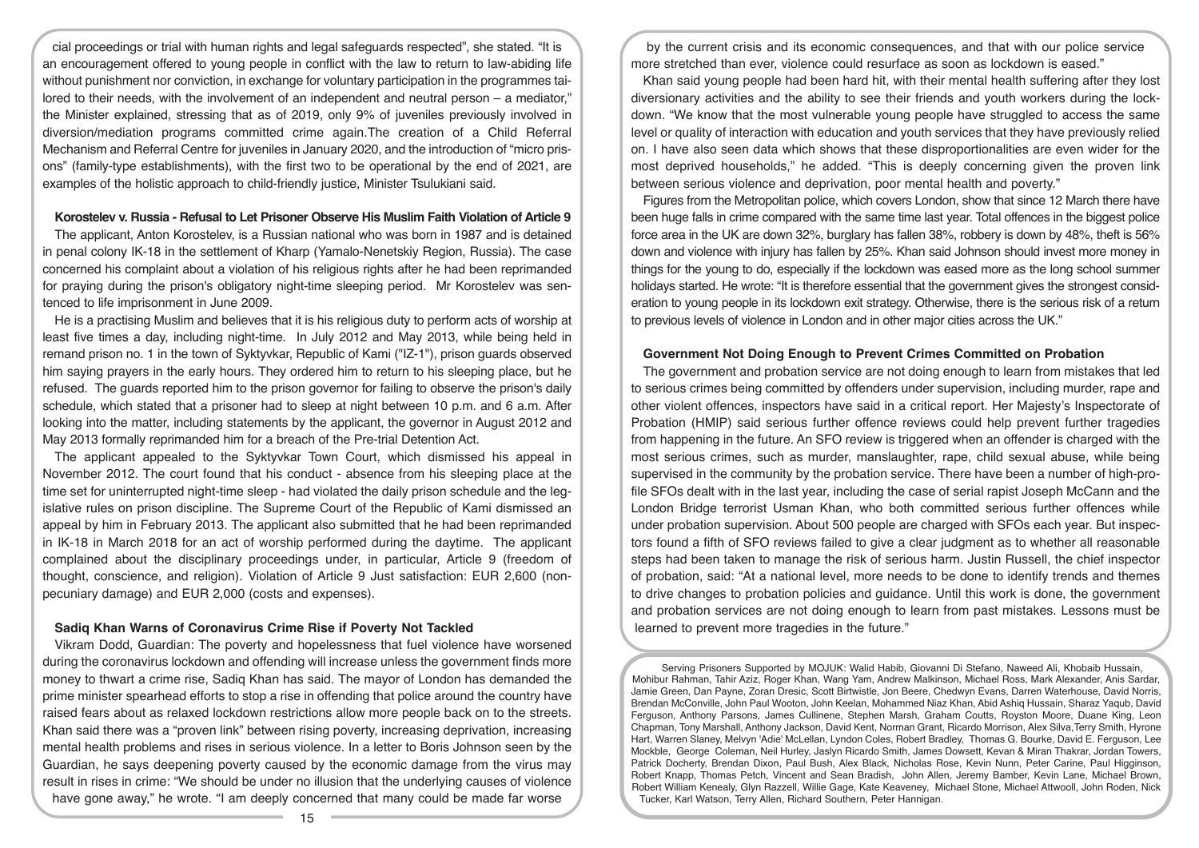cial proceedings or trial with human rights and legal safeguards respected", she stated. "It is an encouragement offered to young people in conflict with the law to return to law-abiding life without punishment nor conviction, in exchange for voluntary participation in the programmes tailored to their needs, with the involvement of an independent and neutral person – a mediator," the Minister explained, stressing that as of 2019, only 9% of juveniles previously involved in diversion/mediation programs committed crime again.The creation of a Child Referral Mechanism and Referral Centre for juveniles in January 2020, and the introduction of "micro prisons" (family-type establishments), with the first two to be operational by the end of 2021, are examples of the holistic approach to child-friendly justice, Minister Tsulukiani said.

**Korostelev v. Russia - Refusal to Let Prisoner Observe His Muslim Faith Violation of Article 9**

The applicant, Anton Korostelev, is a Russian national who was born in 1987 and is detained in penal colony IK-18 in the settlement of Kharp (Yamalo-Nenetskiy Region, Russia). The case concerned his complaint about a violation of his religious rights after he had been reprimanded for praying during the prison's obligatory night-time sleeping period. Mr Korostelev was sentenced to life imprisonment in June 2009.

He is a practising Muslim and believes that it is his religious duty to perform acts of worship at least five times a day, including night-time. In July 2012 and May 2013, while being held in remand prison no. 1 in the town of Syktyvkar, Republic of Kami ("IZ-1"), prison guards observed him saying prayers in the early hours. They ordered him to return to his sleeping place, but he refused. The guards reported him to the prison governor for failing to observe the prison's daily schedule, which stated that a prisoner had to sleep at night between 10 p.m. and 6 a.m. After looking into the matter, including statements by the applicant, the governor in August 2012 and May 2013 formally reprimanded him for a breach of the Pre-trial Detention Act.

The applicant appealed to the Syktyvkar Town Court, which dismissed his appeal in November 2012. The court found that his conduct - absence from his sleeping place at the time set for uninterrupted night-time sleep - had violated the daily prison schedule and the legislative rules on prison discipline. The Supreme Court of the Republic of Kami dismissed an appeal by him in February 2013. The applicant also submitted that he had been reprimanded in IK-18 in March 2018 for an act of worship performed during the daytime. The applicant complained about the disciplinary proceedings under, in particular, Article 9 (freedom of thought, conscience, and religion). Violation of Article 9 Just satisfaction: EUR 2,600 (non-pecuniary damage) and EUR 2,000 (costs and expenses).

**Sadiq Khan Warns of Coronavirus Crime Rise if Poverty Not Tackled**

Vikram Dodd, Guardian: The poverty and hopelessness that fuel violence have worsened during the coronavirus lockdown and offending will increase unless the government finds more money to thwart a crime rise, Sadiq Khan has said. The mayor of London has demanded the prime minister spearhead efforts to stop a rise in offending that police around the country have raised fears about as relaxed lockdown restrictions allow more people back on to the streets. Khan said there was a "proven link" between rising poverty, increasing deprivation, increasing mental health problems and rises in serious violence. In a letter to Boris Johnson seen by the Guardian, he says deepening poverty caused by the economic damage from the virus may result in rises in crime: "We should be under no illusion that the underlying causes of violence have gone away," he wrote. "I am deeply concerned that many could be made far worse by the current crisis and its economic consequences, and that with our police service more stretched than ever, violence could resurface as soon as lockdown is eased."

Khan said young people had been hard hit, with their mental health suffering after they lost diversionary activities and the ability to see their friends and youth workers during the lockdown. "We know that the most vulnerable young people have struggled to access the same level or quality of interaction with education and youth services that they have previously relied on. I have also seen data which shows that these disproportionalities are even wider for the most deprived households," he added. "This is deeply concerning given the proven link between serious violence and deprivation, poor mental health and poverty."

Figures from the Metropolitan police, which covers London, show that since 12 March there have been huge falls in crime compared with the same time last year. Total offences in the biggest police force area in the UK are down 32%, burglary has fallen 38%, robbery is down by 48%, theft is 56% down and violence with injury has fallen by 25%. Khan said Johnson should invest more money in things for the young to do, especially if the lockdown was eased more as the long school summer holidays started. He wrote: "It is therefore essential that the government gives the strongest consideration to young people in its lockdown exit strategy. Otherwise, there is the serious risk of a return to previous levels of violence in London and in other major cities across the UK."

**Government Not Doing Enough to Prevent Crimes Committed on Probation**

The government and probation service are not doing enough to learn from mistakes that led to serious crimes being committed by offenders under supervision, including murder, rape and other violent offences, inspectors have said in a critical report. Her Majesty's Inspectorate of Probation (HMIP) said serious further offence reviews could help prevent further tragedies from happening in the future. An SFO review is triggered when an offender is charged with the most serious crimes, such as murder, manslaughter, rape, child sexual abuse, while being supervised in the community by the probation service. There have been a number of high-profile SFOs dealt with in the last year, including the case of serial rapist Joseph McCann and the London Bridge terrorist Usman Khan, who both committed serious further offences while under probation supervision. About 500 people are charged with SFOs each year. But inspectors found a fifth of SFO reviews failed to give a clear judgment as to whether all reasonable steps had been taken to manage the risk of serious harm. Justin Russell, the chief inspector of probation, said: "At a national level, more needs to be done to identify trends and themes to drive changes to probation policies and guidance. Until this work is done, the government and probation services are not doing enough to learn from past mistakes. Lessons must be learned to prevent more tragedies in the future."

Serving Prisoners Supported by MOJUK: Walid Habib, Giovanni Di Stefano, Naweed Ali, Khobaib Hussain, Mohibur Rahman, Tahir Aziz, Roger Khan, Wang Yam, Andrew Malkinson, Michael Ross, Mark Alexander, Anis Sardar, Jamie Green, Dan Payne, Zoran Dresic, Scott Birtwistle, Jon Beere, Chedwyn Evans, Darren Waterhouse, David Norris, Brendan McConville, John Paul Wooton, John Keelan, Mohammed Niaz Khan, Abid Ashiq Hussain, Sharaz Yaqub, David Ferguson, Anthony Parsons, James Cullinene, Stephen Marsh, Graham Coutts, Royston Moore, Duane King, Leon Chapman, Tony Marshall, Anthony Jackson, David Kent, Norman Grant, Ricardo Morrison, Alex Silva,Terry Smith, Hyrone Hart, Warren Slaney, Melvyn 'Adie' McLellan, Lyndon Coles, Robert Bradley, Thomas G. Bourke, David E. Ferguson, Lee Mockble, George Coleman, Neil Hurley, Jaslyn Ricardo Smith, James Dowsett, Kevan & Miran Thakrar, Jordan Towers, Patrick Docherty, Brendan Dixon, Paul Bush, Alex Black, Nicholas Rose, Kevin Nunn, Peter Carine, Paul Higginson, Robert Knapp, Thomas Petch, Vincent and Sean Bradish, John Allen, Jeremy Bamber, Kevin Lane, Michael Brown, Robert William Kenealy, Glyn Razzell, Willie Gage, Kate Keaveney, Michael Stone, Michael Attwooll, John Roden, Nick Tucker, Karl Watson, Terry Allen, Richard Southern, Peter Hannigan.